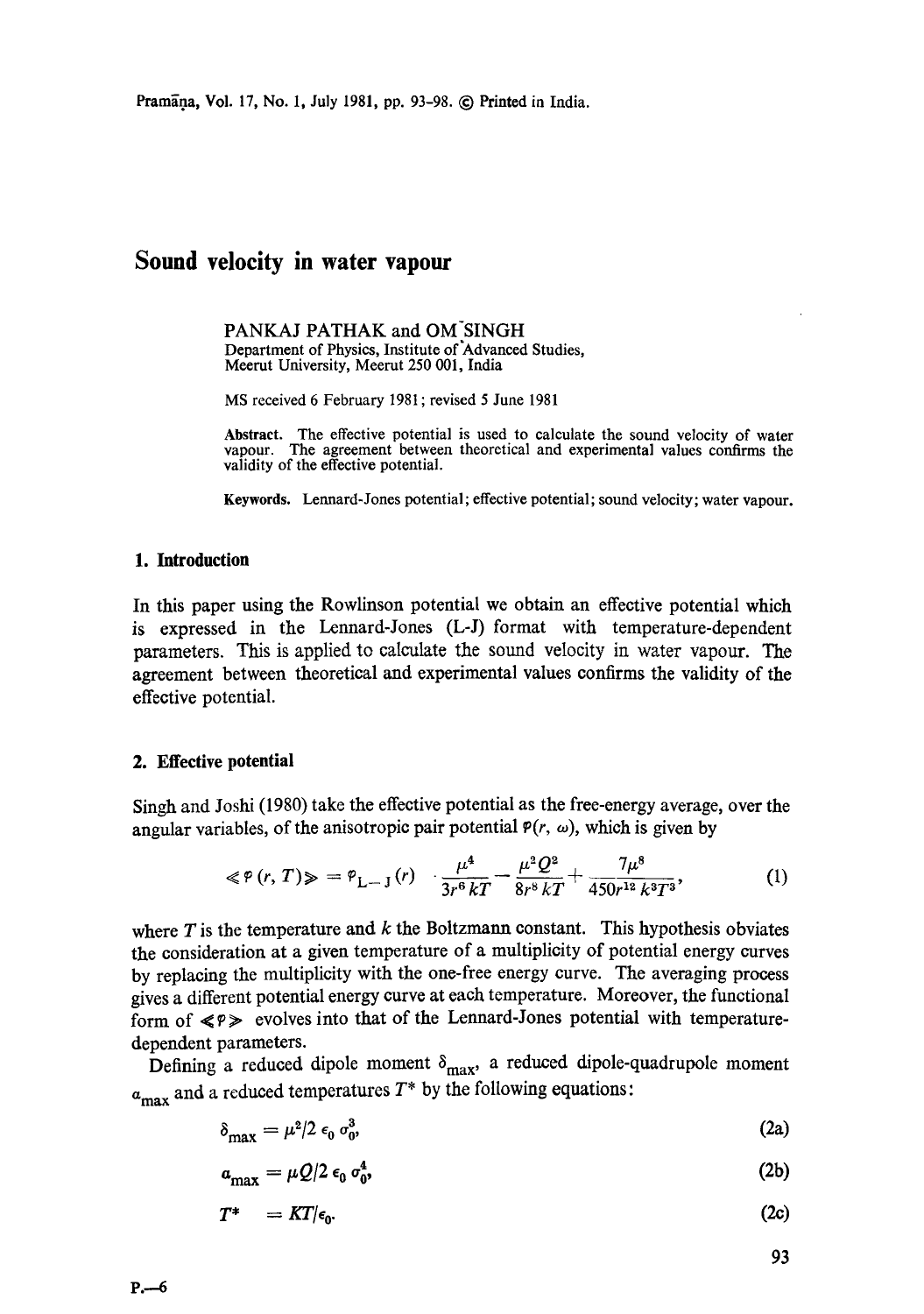# Sound velocity in water vapour

PANKAJ PATHAK and OM SINGH

Department of Physics, Institute of Advanced Studies, Meerut University, Meerut 250 001, India

MS received 6 February 1981; revised 5 June 1981

**Abstract.** The effective potential is used to calculate the sound velocity of water vapour. The agreement between theoretical and experimental values confirms the validity of the effective potential.

**Keywords.** Lennard-Jones potential; effective potential; sound velocity; water vapour.

## 1. Introduction

In this paper using the Rowlinson potential we obtain an effective potential which is expressed in the Lennard-Jones (L-J) format with temperature-dependent parameters. This is applied to calculate the sound velocity in water vapour. The agreement between theoretical and experimental values confirms the validity of the effective potential.

## 2. Effective potential

Singh and Joshi (1980) take the effective potential as the free-energy average, over the angular variables, of the anisotropic pair potential $\varphi(r, \omega)$, which is given by

$$\langle\langle \varphi(r, T)\rangle\rangle = \varphi_{L-J}(r) \cdot \frac{\mu^4}{3r^6 kT} - \frac{\mu^2 Q^2}{8r^8 kT} + \frac{7\mu^8}{450 r^{12} k^3 T^3}, \tag{1}$$

where $T$ is the temperature and $k$ the Boltzmann constant. This hypothesis obviates the consideration at a given temperature of a multiplicity of potential energy curves by replacing the multiplicity with the one-free energy curve. The averaging process gives a different potential energy curve at each temperature. Moreover, the functional form of $\langle\langle \varphi \rangle\rangle$ evolves into that of the Lennard-Jones potential with temperature-dependent parameters.

Defining a reduced dipole moment $\delta_{\max}$, a reduced dipole-quadrupole moment $a_{\max}$ and a reduced temperatures $T^*$ by the following equations:

$$\delta_{\max} = \mu^2/2\, \epsilon_0\, \sigma_0^3, \tag{2a}$$

$$a_{\max} = \mu Q/2\, \epsilon_0\, \sigma_0^4, \tag{2b}$$

$$T^* = KT/\epsilon_0. \tag{2c}$$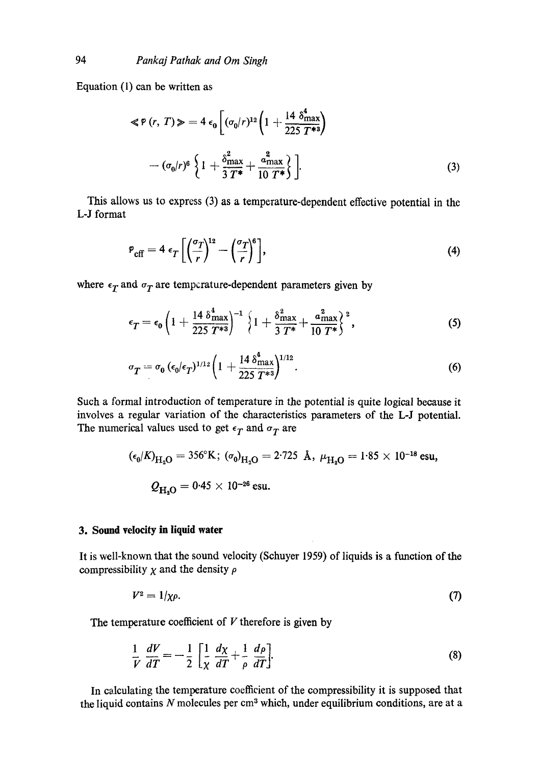Equation (1) can be written as

$$\langle\!\langle \varphi (r, T)\rangle\!\rangle = 4\,\epsilon_0 \left[(\sigma_0/r)^{12}\left(1 + \frac{14\,\delta_{\max}^4}{225\,T^{*3}}\right) - (\sigma_0/r)^6 \left\{1 + \frac{\delta_{\max}^2}{3\,T^*} + \frac{\alpha_{\max}^2}{10\,T^*}\right\}\right]. \tag{3}$$

This allows us to express (3) as a temperature-dependent effective potential in the L-J format

$$\varphi_{\text{eff}} = 4\,\epsilon_T \left[\left(\frac{\sigma_T}{r}\right)^{12} - \left(\frac{\sigma_T}{r}\right)^6\right], \tag{4}$$

where $\epsilon_T$ and $\sigma_T$ are temperature-dependent parameters given by

$$\epsilon_T = \epsilon_0 \left(1 + \frac{14\,\delta_{\max}^4}{225\,T^{*3}}\right)^{-1} \left\{1 + \frac{\delta_{\max}^2}{3\,T^*} + \frac{\alpha_{\max}^2}{10\,T^*}\right\}^2, \tag{5}$$

$$\sigma_T = \sigma_0\,(\epsilon_0/\epsilon_T)^{1/12}\left(1 + \frac{14\,\delta_{\max}^4}{225\,T^{*3}}\right)^{1/12}. \tag{6}$$

Such a formal introduction of temperature in the potential is quite logical because it involves a regular variation of the characteristics parameters of the L-J potential. The numerical values used to get $\epsilon_T$ and $\sigma_T$ are

$$(\epsilon_0/K)_{H_2O} = 356°\text{K};\ (\sigma_0)_{H_2O} = 2{\cdot}725\ \text{Å},\ \mu_{H_2O} = 1{\cdot}85 \times 10^{-18}\ \text{esu},$$

$$Q_{H_2O} = 0{\cdot}45 \times 10^{-26}\ \text{esu}.$$

## 3. Sound velocity in liquid water

It is well-known that the sound velocity (Schuyer 1959) of liquids is a function of the compressibility $\chi$ and the density $\rho$

$$V^2 = 1/\chi\rho. \tag{7}$$

The temperature coefficient of $V$ therefore is given by

$$\frac{1}{V}\frac{dV}{dT} = -\frac{1}{2}\left[\frac{1}{\chi}\frac{d\chi}{dT} + \frac{1}{\rho}\frac{d\rho}{dT}\right]. \tag{8}$$

In calculating the temperature coefficient of the compressibility it is supposed that the liquid contains $N$ molecules per $\text{cm}^3$ which, under equilibrium conditions, are at a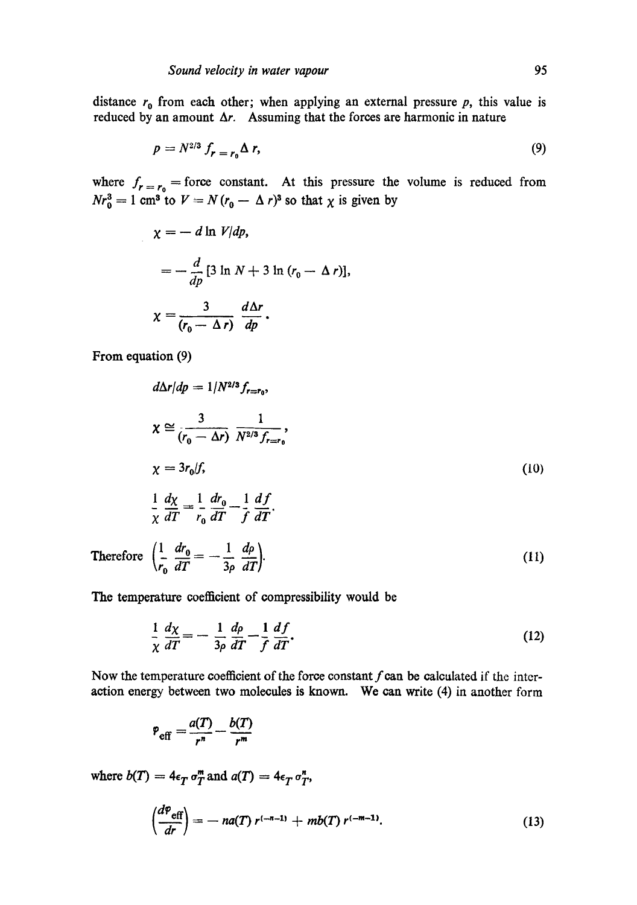distance $r_0$ from each other; when applying an external pressure $p$, this value is reduced by an amount $\Delta r$. Assuming that the forces are harmonic in nature

$$p = N^{2/3} f_{r=r_0} \Delta r, \tag{9}$$

where $f_{r=r_0}$ = force constant. At this pressure the volume is reduced from $Nr_0^3 = 1 \text{ cm}^3$ to $V = N(r_0 - \Delta r)^3$ so that $\chi$ is given by

$$\chi = -d \ln V/dp,$$

$$= -\frac{d}{dp}[3 \ln N + 3 \ln (r_0 - \Delta r)],$$

$$\chi = \frac{3}{(r_0 - \Delta r)} \frac{d\Delta r}{dp}.$$

From equation (9)

$$d\Delta r/dp = 1/N^{2/3} f_{r=r_0},$$

$$\chi \cong \frac{3}{(r_0 - \Delta r)} \frac{1}{N^{2/3} f_{r=r_0}},$$

$$\chi = 3r_0/f, \tag{10}$$

$$\frac{1}{\chi}\frac{d\chi}{dT} = \frac{1}{r_0}\frac{dr_0}{dT} - \frac{1}{f}\frac{df}{dT}.$$

Therefore $\left(\frac{1}{r_0}\frac{dr_0}{dT} = -\frac{1}{3\rho}\frac{d\rho}{dT}\right).$ (11)

The temperature coefficient of compressibility would be

$$\frac{1}{\chi}\frac{d\chi}{dT} = -\frac{1}{3\rho}\frac{d\rho}{dT} - \frac{1}{f}\frac{df}{dT}. \tag{12}$$

Now the temperature coefficient of the force constant $f$ can be calculated if the interaction energy between two molecules is known. We can write (4) in another form

$$\varphi_{\text{eff}} = \frac{a(T)}{r^n} - \frac{b(T)}{r^m}$$

where $b(T) = 4\epsilon_T \sigma_T^m$ and $a(T) = 4\epsilon_T \sigma_T^n$,

$$\left(\frac{d\varphi_{\text{eff}}}{dr}\right) = -na(T)\, r^{(-n-1)} + mb(T)\, r^{(-m-1)}. \tag{13}$$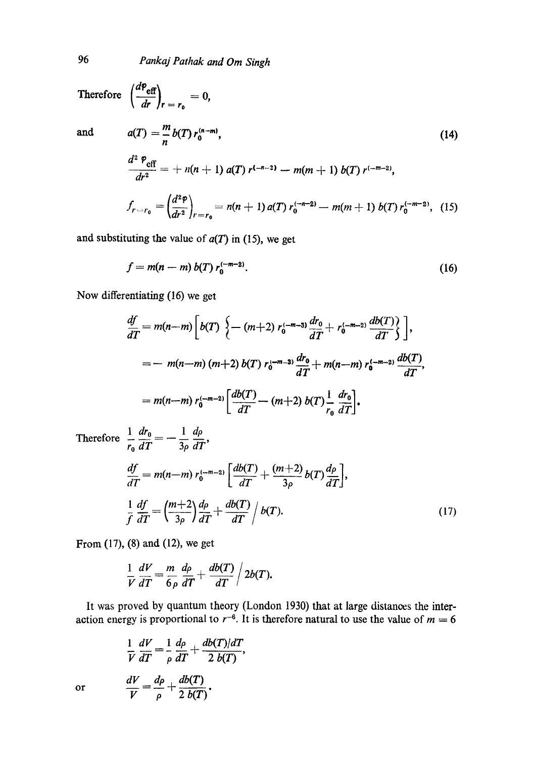Therefore $\left(\frac{d\varphi_{\text{eff}}}{dr}\right)_{r=r_0} = 0,$

and
$$a(T) = \frac{m}{n} b(T) r_0^{(n-m)}, \tag{14}$$

$$\frac{d^2 \varphi_{\text{eff}}}{dr^2} = + n(n+1) a(T) r^{(-n-2)} - m(m+1) b(T) r^{(-m-2)},$$

$$f_{r=r_0} = \left(\frac{d^2\varphi}{dr^2}\right)_{r=r_0} = n(n+1) a(T) r_0^{(-n-2)} - m(m+1) b(T) r_0^{(-m-2)}, \tag{15}$$

and substituting the value of $a(T)$ in (15), we get

$$f = m(n-m) b(T) r_0^{(-m-2)}. \tag{16}$$

Now differentiating (16) we get

$$\frac{df}{dT} = m(n-m)\left[b(T)\left\{-(m+2) r_0^{(-m-3)} \frac{dr_0}{dT} + r_0^{(-m-2)} \frac{db(T)}{dT}\right\}\right],$$

$$= - m(n-m)(m+2) b(T) r_0^{(-m-3)} \frac{dr_0}{dT} + m(n-m) r_0^{(-m-2)} \frac{db(T)}{dT},$$

$$= m(n-m) r_0^{(-m-2)} \left[\frac{db(T)}{dT} - (m+2) b(T) \frac{1}{r_0} \frac{dr_0}{dT}\right].$$

Therefore $\frac{1}{r_0}\frac{dr_0}{dT} = -\frac{1}{3\rho}\frac{d\rho}{dT},$

$$\frac{df}{dT} = m(n-m) r_0^{(-m-2)} \left[\frac{db(T)}{dT} + \frac{(m+2)}{3\rho} b(T) \frac{d\rho}{dT}\right],$$

$$\frac{1}{f}\frac{df}{dT} = \left(\frac{m+2}{3\rho}\right)\frac{d\rho}{dT} + \frac{db(T)}{dT} \bigg/ b(T). \tag{17}$$

From (17), (8) and (12), we get

$$\frac{1}{V}\frac{dV}{dT} = \frac{m}{6\rho}\frac{d\rho}{dT} + \frac{db(T)}{dT} \bigg/ 2b(T).$$

It was proved by quantum theory (London 1930) that at large distances the interaction energy is proportional to $r^{-6}$. It is therefore natural to use the value of $m = 6$

$$\frac{1}{V}\frac{dV}{dT} = \frac{1}{\rho}\frac{d\rho}{dT} + \frac{db(T)/dT}{2\,b(T)},$$

or
$$\frac{dV}{V} = \frac{d\rho}{\rho} + \frac{db(T)}{2\,b(T)}.$$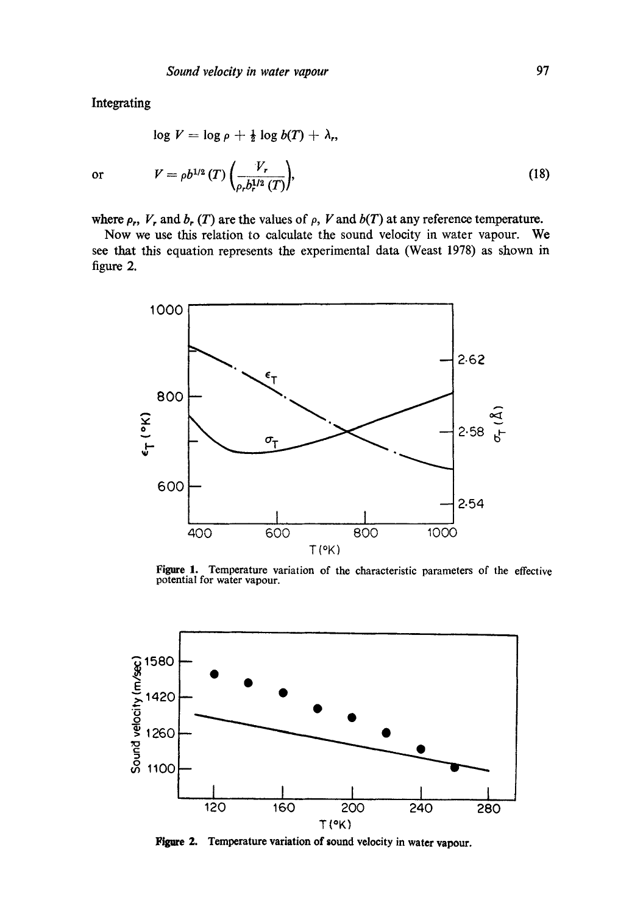Integrating

$$\log V = \log \rho + \tfrac{1}{2} \log b(T) + \lambda_r,$$

or

$$V = \rho b^{1/2}(T) \left( \frac{V_r}{\rho_r b_r^{1/2}(T)} \right), \tag{18}$$

where $\rho_r$, $V_r$ and $b_r(T)$ are the values of $\rho$, $V$ and $b(T)$ at any reference temperature.

Now we use this relation to calculate the sound velocity in water vapour. We see that this equation represents the experimental data (Weast 1978) as shown in figure 2.

**Figure 1.** Temperature variation of the characteristic parameters of the effective potential for water vapour.

**Figure 2.** Temperature variation of sound velocity in water vapour.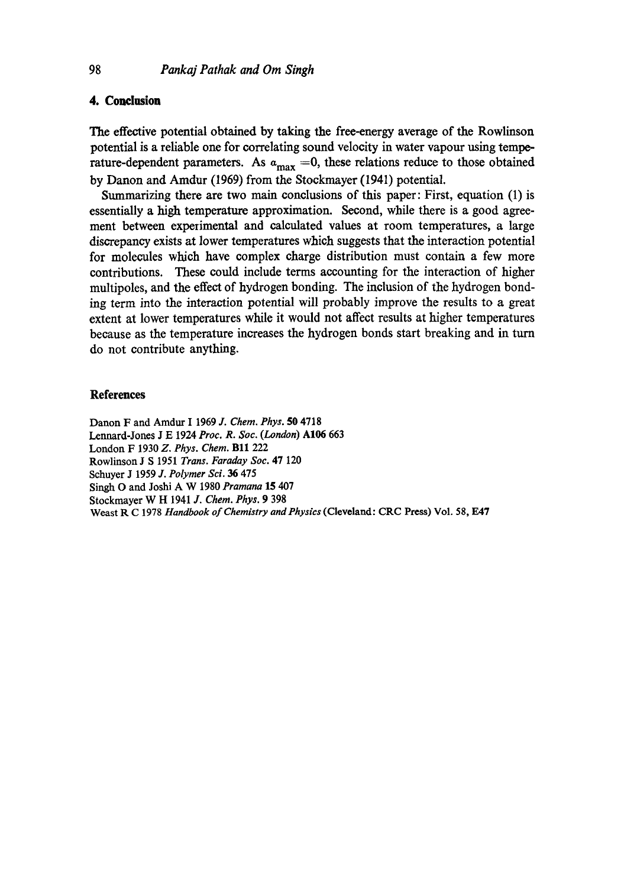## 4. Conclusion

The effective potential obtained by taking the free-energy average of the Rowlinson potential is a reliable one for correlating sound velocity in water vapour using temperature-dependent parameters. As $a_{max} = 0$, these relations reduce to those obtained by Danon and Amdur (1969) from the Stockmayer (1941) potential.

Summarizing there are two main conclusions of this paper: First, equation (1) is essentially a high temperature approximation. Second, while there is a good agreement between experimental and calculated values at room temperatures, a large discrepancy exists at lower temperatures which suggests that the interaction potential for molecules which have complex charge distribution must contain a few more contributions. These could include terms accounting for the interaction of higher multipoles, and the effect of hydrogen bonding. The inclusion of the hydrogen bonding term into the interaction potential will probably improve the results to a great extent at lower temperatures while it would not affect results at higher temperatures because as the temperature increases the hydrogen bonds start breaking and in turn do not contribute anything.

## References

Danon F and Amdur I 1969 *J. Chem. Phys.* **50** 4718

Lennard-Jones J E 1924 *Proc. R. Soc. (London)* **A106** 663

London F 1930 *Z. Phys. Chem.* **B11** 222

Rowlinson J S 1951 *Trans. Faraday Soc.* **47** 120

Schuyer J 1959 *J. Polymer Sci.* **36** 475

Singh O and Joshi A W 1980 *Pramana* **15** 407

Stockmayer W H 1941 *J. Chem. Phys.* **9** 398

Weast R C 1978 *Handbook of Chemistry and Physics* (Cleveland: CRC Press) Vol. 58, E47